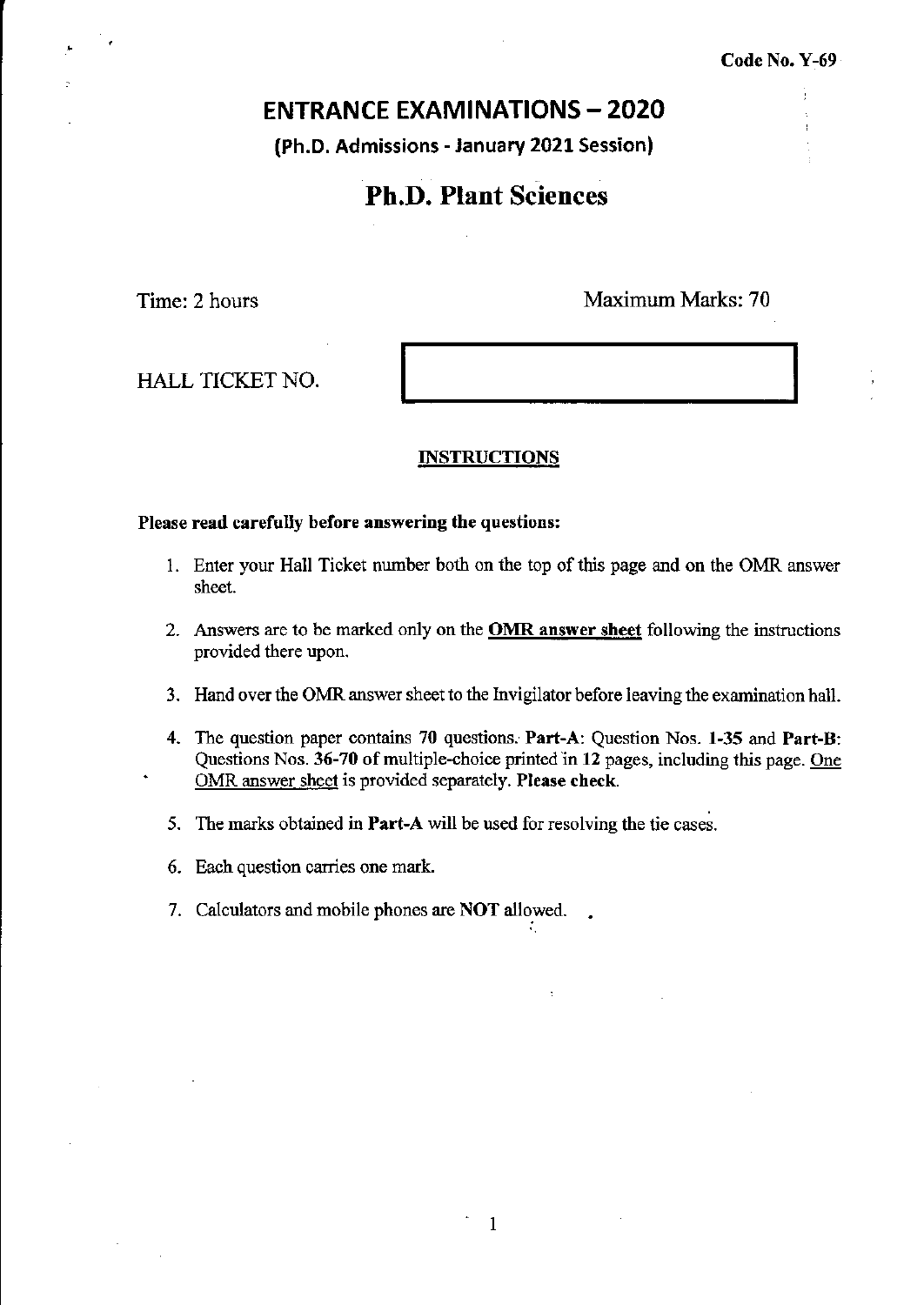Code No. Y-69

# ENTRANCE EXAMINATIONS – 2020

### (Ph.D. Admissions - January 2021 Session)

## Ph.D. Plant Sciences

Time: 2 hours

Maximum Marks: 70

HALL TICKET NO.

**INSTRUCTIONS**

**Please read carefully before answering the questions:**

1. Enter your Hall Ticket number both on the top of this page and on the OMR answer sheet.
2. Answers are to be marked only on the **OMR answer sheet** following the instructions provided there upon.
3. Hand over the OMR answer sheet to the Invigilator before leaving the examination hall.
4. The question paper contains 70 questions. **Part-A**: Question Nos. **1-35** and **Part-B**: Questions Nos. **36-70** of multiple-choice printed in **12** pages, including this page. One OMR answer sheet is provided separately. **Please check.**
5. The marks obtained in **Part-A** will be used for resolving the tie cases.
6. Each question carries one mark.
7. Calculators and mobile phones are **NOT** allowed.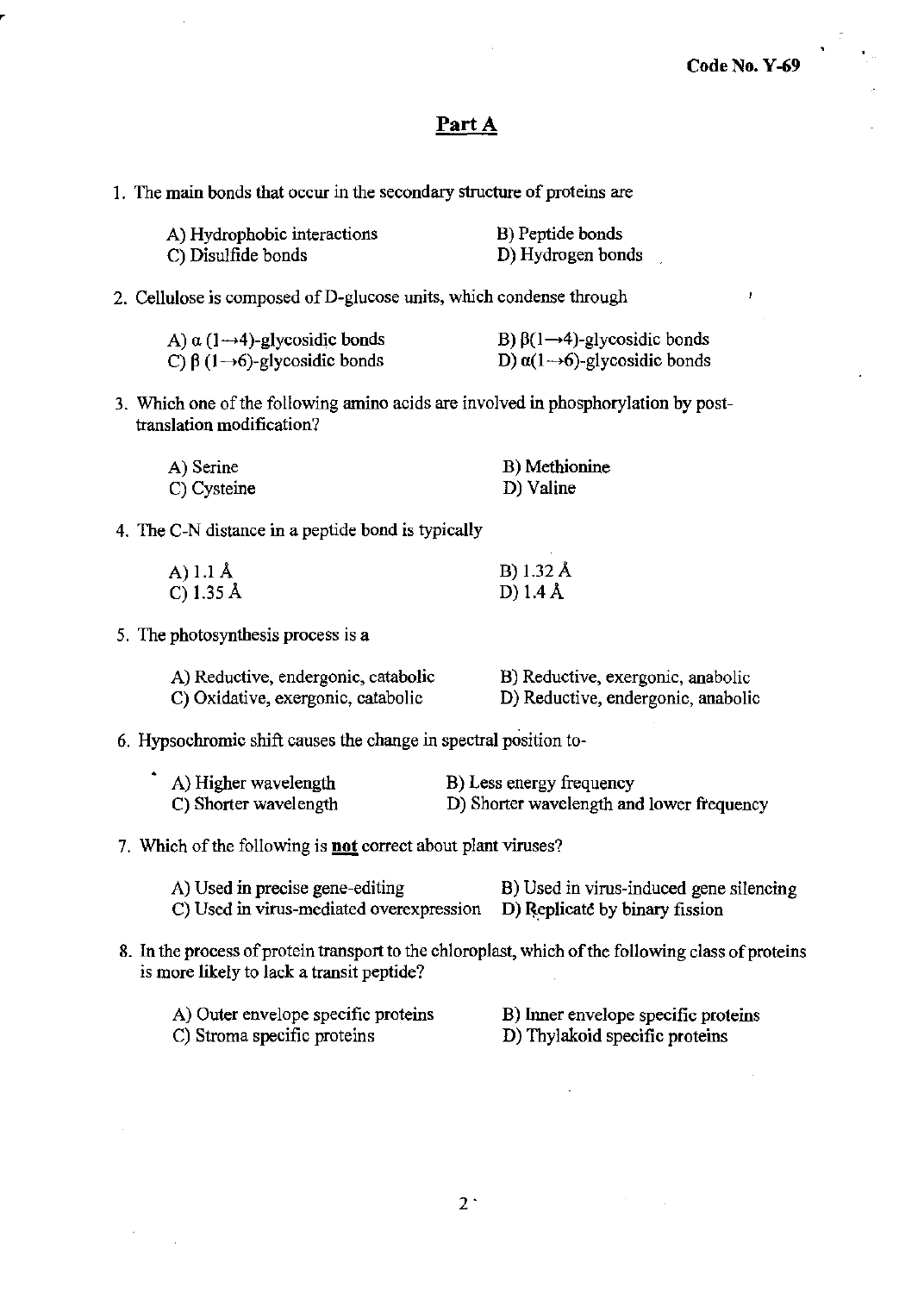Code No. Y-69

## Part A

1. The main bonds that occur in the secondary structure of proteins are

   A) Hydrophobic interactions
   B) Peptide bonds
   C) Disulfide bonds
   D) Hydrogen bonds

2. Cellulose is composed of D-glucose units, which condense through

   A) $\alpha$ $(1\rightarrow4)$-glycosidic bonds
   B) $\beta(1\rightarrow4)$-glycosidic bonds
   C) $\beta$ $(1\rightarrow6)$-glycosidic bonds
   D) $\alpha(1\rightarrow6)$-glycosidic bonds

3. Which one of the following amino acids are involved in phosphorylation by post-translation modification?

   A) Serine
   B) Methionine
   C) Cysteine
   D) Valine

4. The C-N distance in a peptide bond is typically

   A) 1.1 Å
   B) 1.32 Å
   C) 1.35 Å
   D) 1.4 Å

5. The photosynthesis process is a

   A) Reductive, endergonic, catabolic
   B) Reductive, exergonic, anabolic
   C) Oxidative, exergonic, catabolic
   D) Reductive, endergonic, anabolic

6. Hypsochromic shift causes the change in spectral position to-

   A) Higher wavelength
   B) Less energy frequency
   C) Shorter wavelength
   D) Shorter wavelength and lower frequency

7. Which of the following is **not** correct about plant viruses?

   A) Used in precise gene-editing
   B) Used in virus-induced gene silencing
   C) Used in virus-mediated overexpression
   D) Replicate by binary fission

8. In the process of protein transport to the chloroplast, which of the following class of proteins is more likely to lack a transit peptide?

   A) Outer envelope specific proteins
   B) Inner envelope specific proteins
   C) Stroma specific proteins
   D) Thylakoid specific proteins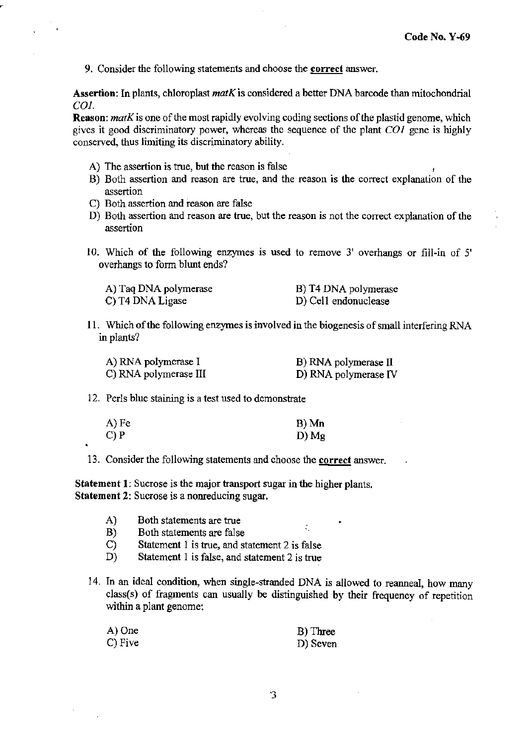Code No. Y-69

9. Consider the following statements and choose the **correct** answer.

**Assertion**: In plants, chloroplast *matK* is considered a better DNA barcode than mitochondrial *COI*.
**Reason**: *matK* is one of the most rapidly evolving coding sections of the plastid genome, which gives it good discriminatory power, whereas the sequence of the plant *COI* gene is highly conserved, thus limiting its discriminatory ability.

- A) The assertion is true, but the reason is false
- B) Both assertion and reason are true, and the reason is the correct explanation of the assertion
- C) Both assertion and reason are false
- D) Both assertion and reason are true, but the reason is not the correct explanation of the assertion

10. Which of the following enzymes is used to remove 3' overhangs or fill-in of 5' overhangs to form blunt ends?

| | |
|---|---|
| A) Taq DNA polymerase | B) T4 DNA polymerase |
| C) T4 DNA Ligase | D) Cel1 endonuclease |

11. Which of the following enzymes is involved in the biogenesis of small interfering RNA in plants?

| | |
|---|---|
| A) RNA polymerase I | B) RNA polymerase II |
| C) RNA polymerase III | D) RNA polymerase IV |

12. Perls blue staining is a test used to demonstrate

| | |
|---|---|
| A) Fe | B) Mn |
| C) P | D) Mg |

13. Consider the following statements and choose the **correct** answer.

**Statement 1**: Sucrose is the major transport sugar in the higher plants.
**Statement 2**: Sucrose is a nonreducing sugar.

- A) Both statements are true
- B) Both statements are false
- C) Statement 1 is true, and statement 2 is false
- D) Statement 1 is false, and statement 2 is true

14. In an ideal condition, when single-stranded DNA is allowed to reanneal, how many class(s) of fragments can usually be distinguished by their frequency of repetition within a plant genome:

| | |
|---|---|
| A) One | B) Three |
| C) Five | D) Seven |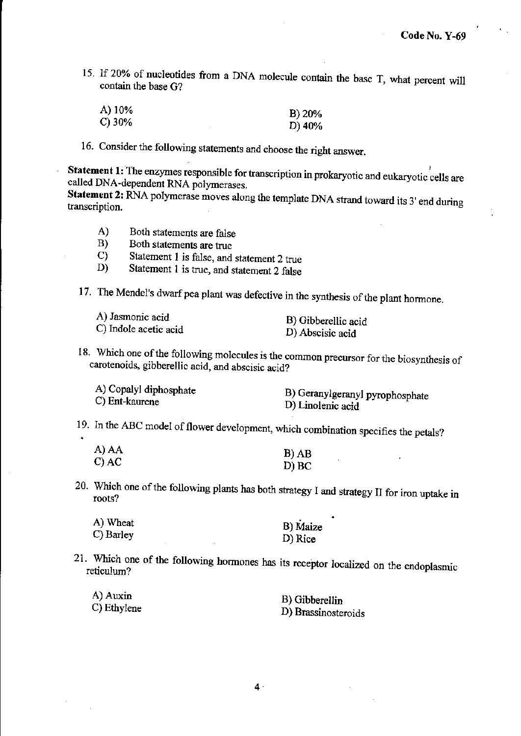15. If 20% of nucleotides from a DNA molecule contain the base T, what percent will contain the base G?

A) 10%
B) 20%
C) 30%
D) 40%

16. Consider the following statements and choose the right answer.

**Statement 1:** The enzymes responsible for transcription in prokaryotic and eukaryotic cells are called DNA-dependent RNA polymerases.
**Statement 2:** RNA polymerase moves along the template DNA strand toward its 3' end during transcription.

A) Both statements are false
B) Both statements are true
C) Statement 1 is false, and statement 2 true
D) Statement 1 is true, and statement 2 false

17. The Mendel's dwarf pea plant was defective in the synthesis of the plant hormone.

A) Jasmonic acid
B) Gibberellic acid
C) Indole acetic acid
D) Abscisic acid

18. Which one of the following molecules is the common precursor for the biosynthesis of carotenoids, gibberellic acid, and abscisic acid?

A) Copalyl diphosphate
B) Geranylgeranyl pyrophosphate
C) Ent-kaurene
D) Linolenic acid

19. In the ABC model of flower development, which combination specifies the petals?

A) AA
B) AB
C) AC
D) BC

20. Which one of the following plants has both strategy I and strategy II for iron uptake in roots?

A) Wheat
B) Maize
C) Barley
D) Rice

21. Which one of the following hormones has its receptor localized on the endoplasmic reticulum?

A) Auxin
B) Gibberellin
C) Ethylene
D) Brassinosteroids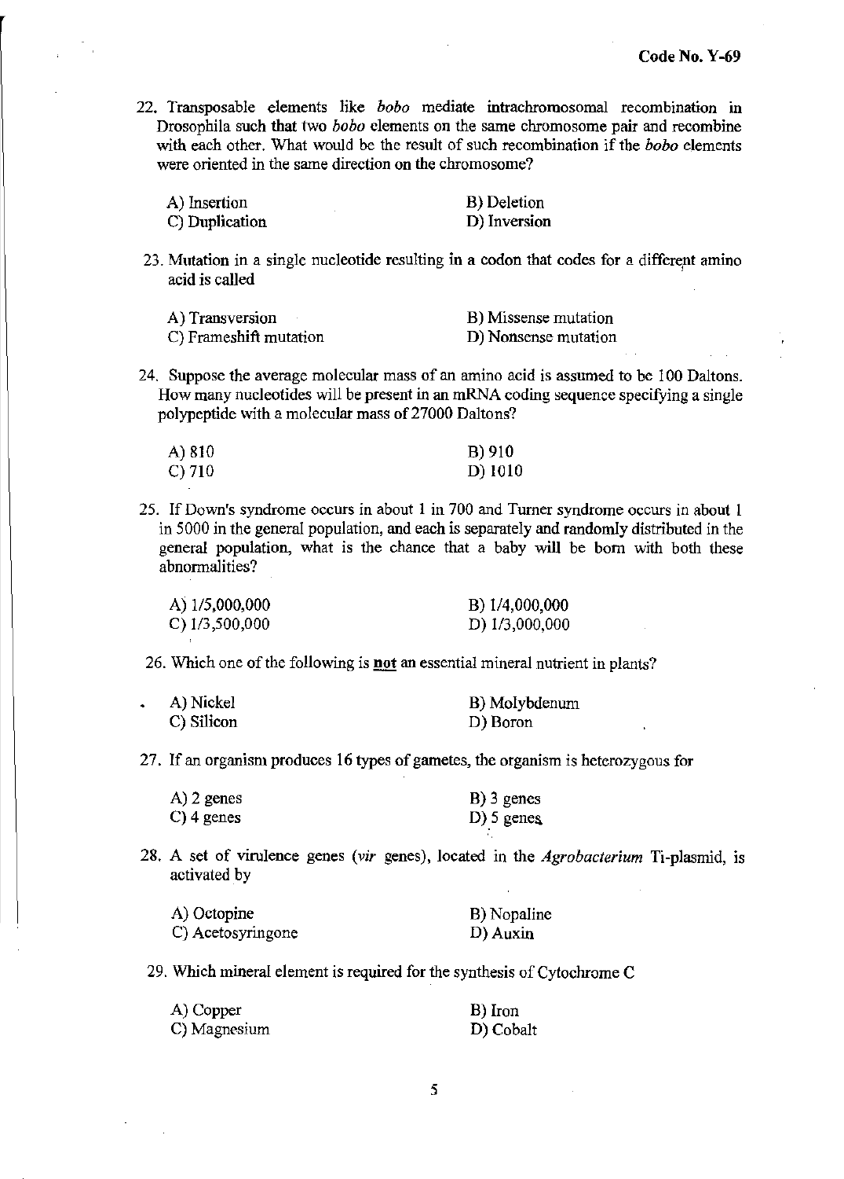22. Transposable elements like *bobo* mediate intrachromosomal recombination in Drosophila such that two *bobo* elements on the same chromosome pair and recombine with each other. What would be the result of such recombination if the *bobo* elements were oriented in the same direction on the chromosome?

A) Insertion
B) Deletion
C) Duplication
D) Inversion

23. Mutation in a single nucleotide resulting in a codon that codes for a different amino acid is called

A) Transversion
B) Missense mutation
C) Frameshift mutation
D) Nonsense mutation

24. Suppose the average molecular mass of an amino acid is assumed to be 100 Daltons. How many nucleotides will be present in an mRNA coding sequence specifying a single polypeptide with a molecular mass of 27000 Daltons?

A) 810
B) 910
C) 710
D) 1010

25. If Down's syndrome occurs in about 1 in 700 and Turner syndrome occurs in about 1 in 5000 in the general population, and each is separately and randomly distributed in the general population, what is the chance that a baby will be born with both these abnormalities?

A) 1/5,000,000
B) 1/4,000,000
C) 1/3,500,000
D) 1/3,000,000

26. Which one of the following is **not** an essential mineral nutrient in plants?

A) Nickel
B) Molybdenum
C) Silicon
D) Boron

27. If an organism produces 16 types of gametes, the organism is heterozygous for

A) 2 genes
B) 3 genes
C) 4 genes
D) 5 genes

28. A set of virulence genes (*vir* genes), located in the *Agrobacterium* Ti-plasmid, is activated by

A) Octopine
B) Nopaline
C) Acetosyringone
D) Auxin

29. Which mineral element is required for the synthesis of Cytochrome C

A) Copper
B) Iron
C) Magnesium
D) Cobalt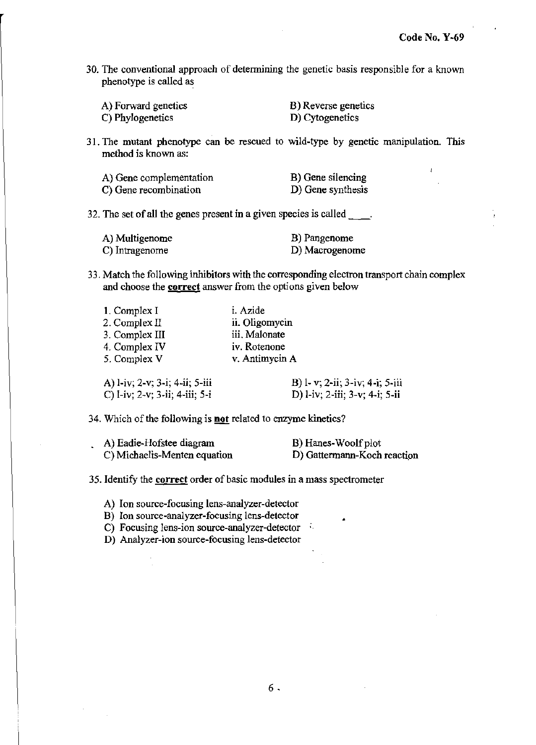30. The conventional approach of determining the genetic basis responsible for a known phenotype is called as

A) Forward genetics
B) Reverse genetics
C) Phylogenetics
D) Cytogenetics

31. The mutant phenotype can be rescued to wild-type by genetic manipulation. This method is known as:

A) Gene complementation
B) Gene silencing
C) Gene recombination
D) Gene synthesis

32. The set of all the genes present in a given species is called ____.

A) Multigenome
B) Pangenome
C) Intragenome
D) Macrogenome

33. Match the following inhibitors with the corresponding electron transport chain complex and choose the **correct** answer from the options given below

| | |
|---|---|
| 1. Complex I | i. Azide |
| 2. Complex II | ii. Oligomycin |
| 3. Complex III | iii. Malonate |
| 4. Complex IV | iv. Rotenone |
| 5. Complex V | v. Antimycin A |

A) 1-iv; 2-v; 3-i; 4-ii; 5-iii
B) 1- v; 2-ii; 3-iv; 4-i; 5-iii
C) 1-iv; 2-v; 3-ii; 4-iii; 5-i
D) 1-iv; 2-iii; 3-v; 4-i; 5-ii

34. Which of the following is **not** related to enzyme kinetics?

A) Eadie-Hofstee diagram
B) Hanes-Woolf plot
C) Michaelis-Menten equation
D) Gattermann-Koch reaction

35. Identify the **correct** order of basic modules in a mass spectrometer

A) Ion source-focusing lens-analyzer-detector
B) Ion source-analyzer-focusing lens-detector
C) Focusing lens-ion source-analyzer-detector
D) Analyzer-ion source-focusing lens-detector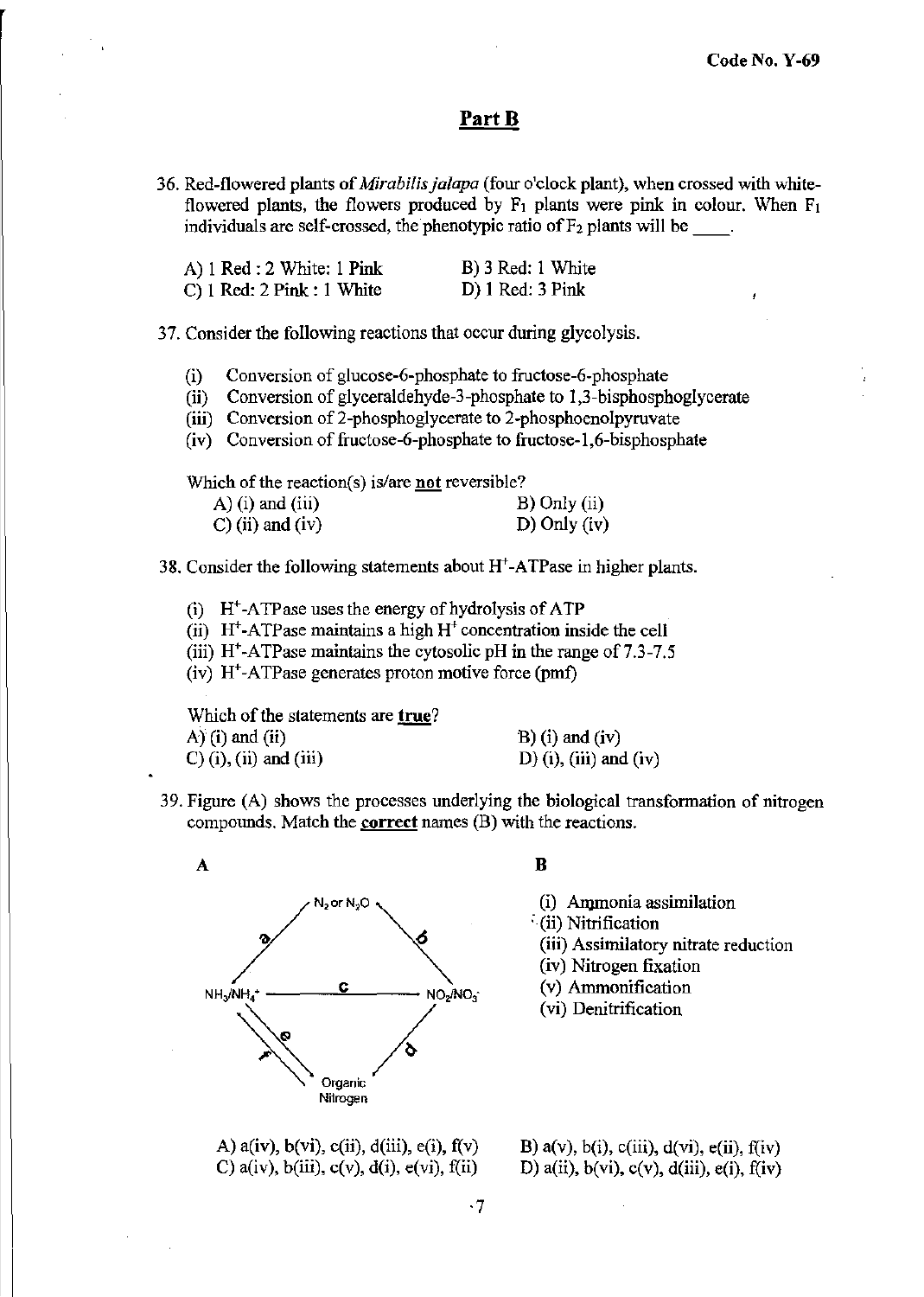## Part B

36. Red-flowered plants of *Mirabilis jalapa* (four o'clock plant), when crossed with white-flowered plants, the flowers produced by $F_1$ plants were pink in colour. When $F_1$ individuals are self-crossed, the phenotypic ratio of $F_2$ plants will be ____.

A) 1 Red : 2 White: 1 Pink

B) 3 Red: 1 White

C) 1 Red: 2 Pink : 1 White

D) 1 Red: 3 Pink

37. Consider the following reactions that occur during glycolysis.

(i) Conversion of glucose-6-phosphate to fructose-6-phosphate

(ii) Conversion of glyceraldehyde-3-phosphate to 1,3-bisphosphoglycerate

(iii) Conversion of 2-phosphoglycerate to 2-phosphoenolpyruvate

(iv) Conversion of fructose-6-phosphate to fructose-1,6-bisphosphate

Which of the reaction(s) is/are **not** reversible?

A) (i) and (iii)

B) Only (ii)

C) (ii) and (iv)

D) Only (iv)

38. Consider the following statements about $H^+$-ATPase in higher plants.

(i) $H^+$-ATPase uses the energy of hydrolysis of ATP

(ii) $H^+$-ATPase maintains a high $H^+$ concentration inside the cell

(iii) $H^+$-ATPase maintains the cytosolic pH in the range of 7.3-7.5

(iv) $H^+$-ATPase generates proton motive force (pmf)

Which of the statements are **true**?

A) (i) and (ii)

B) (i) and (iv)

C) (i), (ii) and (iii)

D) (i), (iii) and (iv)

39. Figure (A) shows the processes underlying the biological transformation of nitrogen compounds. Match the **correct** names (B) with the reactions.

**A**

$N_2$ or $N_2O$ — a — $NH_3/NH_4^+$; $N_2$ or $N_2O$ — b — $NO_2/NO_3^-$; $NH_3/NH_4^+$ — c — $NO_2/NO_3^-$; $NO_2/NO_3^-$ — d — Organic Nitrogen; $NH_3/NH_4^+$ — e, f — Organic Nitrogen

**B**

(i) Ammonia assimilation

(ii) Nitrification

(iii) Assimilatory nitrate reduction

(iv) Nitrogen fixation

(v) Ammonification

(vi) Denitrification

A) a(iv), b(vi), c(ii), d(iii), e(i), f(v)

B) a(v), b(i), c(iii), d(vi), e(ii), f(iv)

C) a(iv), b(iii), c(v), d(i), e(vi), f(ii)

D) a(ii), b(vi), c(v), d(iii), e(i), f(iv)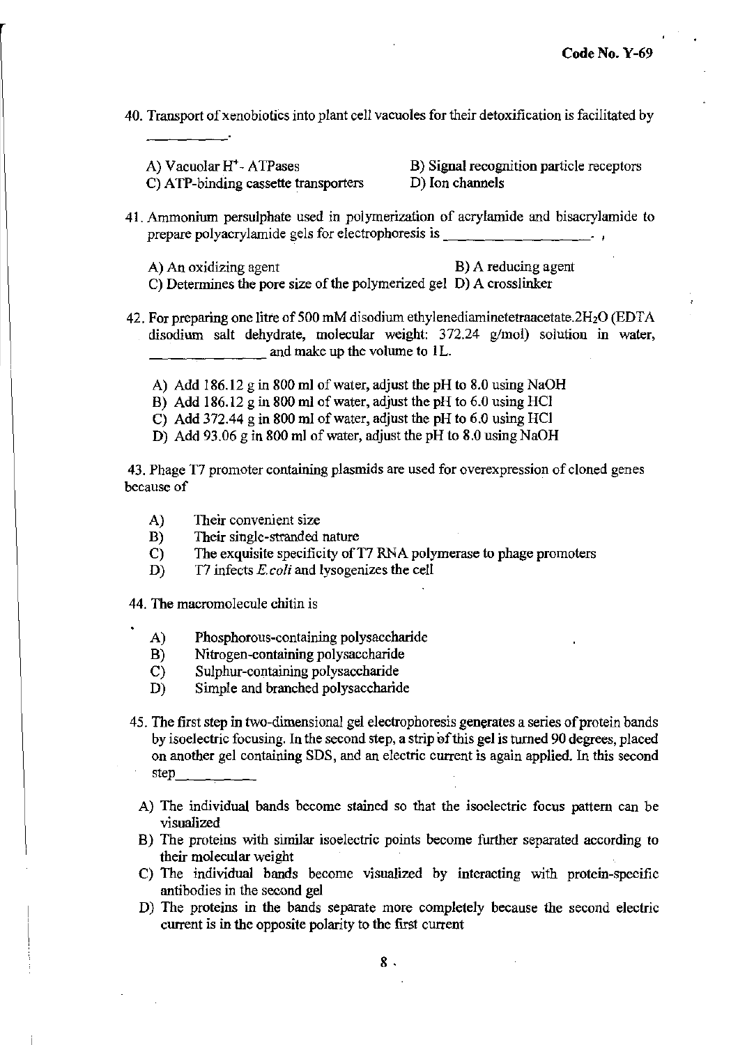40. Transport of xenobiotics into plant cell vacuoles for their detoxification is facilitated by __________.

A) Vacuolar $H^+$- ATPases
B) Signal recognition particle receptors
C) ATP-binding cassette transporters
D) Ion channels

41. Ammonium persulphate used in polymerization of acrylamide and bisacrylamide to prepare polyacrylamide gels for electrophoresis is __________________.

A) An oxidizing agent
B) A reducing agent
C) Determines the pore size of the polymerized gel
D) A crosslinker

42. For preparing one litre of 500 mM disodium ethylenediaminetetraacetate.$2H_2O$ (EDTA disodium salt dehydrate, molecular weight: 372.24 g/mol) solution in water, ______________ and make up the volume to 1L.

A) Add 186.12 g in 800 ml of water, adjust the pH to 8.0 using NaOH
B) Add 186.12 g in 800 ml of water, adjust the pH to 6.0 using HCl
C) Add 372.44 g in 800 ml of water, adjust the pH to 6.0 using HCl
D) Add 93.06 g in 800 ml of water, adjust the pH to 8.0 using NaOH

43. Phage T7 promoter containing plasmids are used for overexpression of cloned genes because of

A) Their convenient size
B) Their single-stranded nature
C) The exquisite specificity of T7 RNA polymerase to phage promoters
D) T7 infects *E.coli* and lysogenizes the cell

44. The macromolecule chitin is

A) Phosphorous-containing polysaccharide
B) Nitrogen-containing polysaccharide
C) Sulphur-containing polysaccharide
D) Simple and branched polysaccharide

45. The first step in two-dimensional gel electrophoresis generates a series of protein bands by isoelectric focusing. In the second step, a strip of this gel is turned 90 degrees, placed on another gel containing SDS, and an electric current is again applied. In this second step__________

A) The individual bands become stained so that the isoelectric focus pattern can be visualized
B) The proteins with similar isoelectric points become further separated according to their molecular weight
C) The individual bands become visualized by interacting with protein-specific antibodies in the second gel
D) The proteins in the bands separate more completely because the second electric current is in the opposite polarity to the first current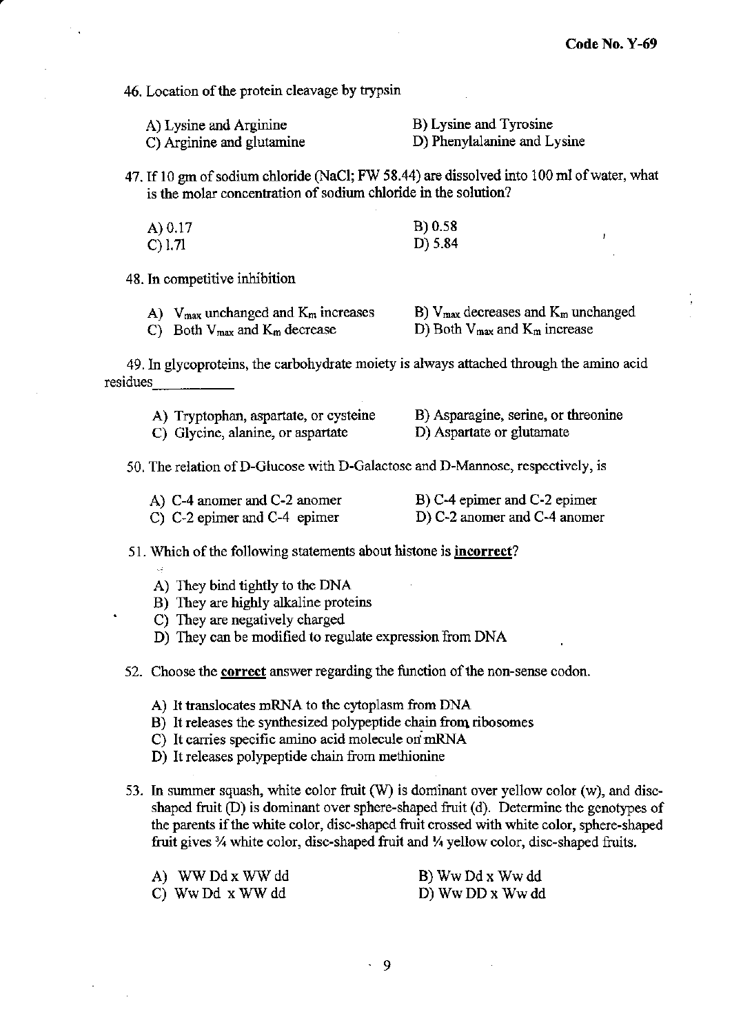46. Location of the protein cleavage by trypsin

A) Lysine and Arginine
B) Lysine and Tyrosine
C) Arginine and glutamine
D) Phenylalanine and Lysine

47. If 10 gm of sodium chloride (NaCl; FW 58.44) are dissolved into 100 ml of water, what is the molar concentration of sodium chloride in the solution?

A) 0.17
B) 0.58
C) 1.71
D) 5.84

48. In competitive inhibition

A) $V_{max}$ unchanged and $K_m$ increases
B) $V_{max}$ decreases and $K_m$ unchanged
C) Both $V_{max}$ and $K_m$ decrease
D) Both $V_{max}$ and $K_m$ increase

49. In glycoproteins, the carbohydrate moiety is always attached through the amino acid residues__________

A) Tryptophan, aspartate, or cysteine
B) Asparagine, serine, or threonine
C) Glycine, alanine, or aspartate
D) Aspartate or glutamate

50. The relation of D-Glucose with D-Galactose and D-Mannose, respectively, is

A) C-4 anomer and C-2 anomer
B) C-4 epimer and C-2 epimer
C) C-2 epimer and C-4 epimer
D) C-2 anomer and C-4 anomer

51. Which of the following statements about histone is **incorrect**?

A) They bind tightly to the DNA
B) They are highly alkaline proteins
C) They are negatively charged
D) They can be modified to regulate expression from DNA

52. Choose the **correct** answer regarding the function of the non-sense codon.

A) It translocates mRNA to the cytoplasm from DNA
B) It releases the synthesized polypeptide chain from ribosomes
C) It carries specific amino acid molecule on mRNA
D) It releases polypeptide chain from methionine

53. In summer squash, white color fruit (W) is dominant over yellow color (w), and disc-shaped fruit (D) is dominant over sphere-shaped fruit (d). Determine the genotypes of the parents if the white color, disc-shaped fruit crossed with white color, sphere-shaped fruit gives ¾ white color, disc-shaped fruit and ¼ yellow color, disc-shaped fruits.

A) WW Dd x WW dd
B) Ww Dd x Ww dd
C) Ww Dd x WW dd
D) Ww DD x Ww dd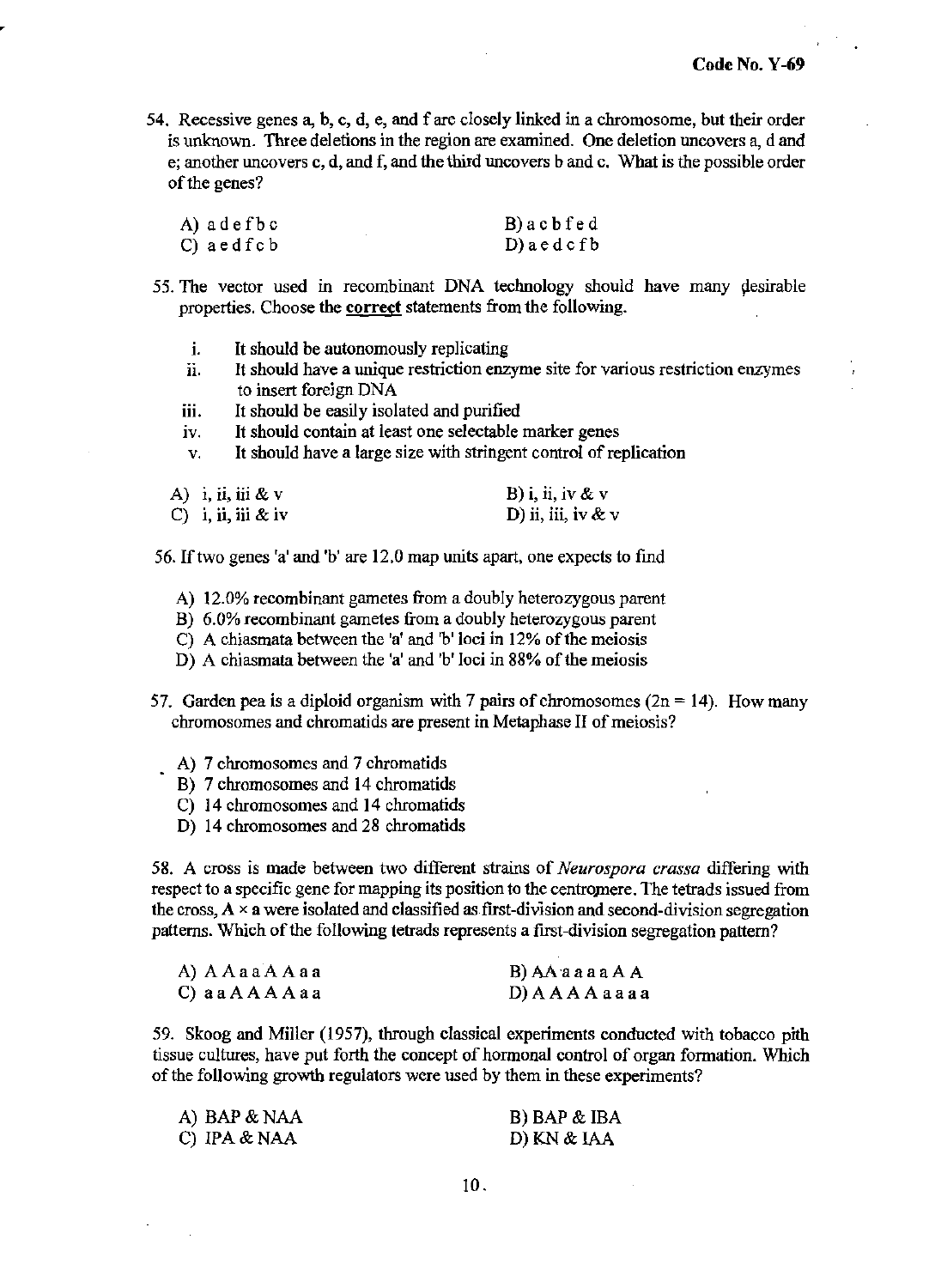54. Recessive genes a, b, c, d, e, and f are closely linked in a chromosome, but their order is unknown. Three deletions in the region are examined. One deletion uncovers a, d and e; another uncovers c, d, and f, and the third uncovers b and c. What is the possible order of the genes?

A) a d e f b c
B) a c b f e d
C) a e d f c b
D) a e d c f b

55. The vector used in recombinant DNA technology should have many desirable properties. Choose the **correct** statements from the following.

i. It should be autonomously replicating
ii. It should have a unique restriction enzyme site for various restriction enzymes to insert foreign DNA
iii. It should be easily isolated and purified
iv. It should contain at least one selectable marker genes
v. It should have a large size with stringent control of replication

A) i, ii, iii & v
B) i, ii, iv & v
C) i, ii, iii & iv
D) ii, iii, iv & v

56. If two genes 'a' and 'b' are 12.0 map units apart, one expects to find

A) 12.0% recombinant gametes from a doubly heterozygous parent
B) 6.0% recombinant gametes from a doubly heterozygous parent
C) A chiasmata between the 'a' and 'b' loci in 12% of the meiosis
D) A chiasmata between the 'a' and 'b' loci in 88% of the meiosis

57. Garden pea is a diploid organism with 7 pairs of chromosomes (2n = 14). How many chromosomes and chromatids are present in Metaphase II of meiosis?

A) 7 chromosomes and 7 chromatids
B) 7 chromosomes and 14 chromatids
C) 14 chromosomes and 14 chromatids
D) 14 chromosomes and 28 chromatids

58. A cross is made between two different strains of *Neurospora crassa* differing with respect to a specific gene for mapping its position to the centromere. The tetrads issued from the cross, A × a were isolated and classified as first-division and second-division segregation patterns. Which of the following tetrads represents a first-division segregation pattern?

A) A A a a A A a a
B) AA a a a a A A
C) a a A A A A a a
D) A A A A a a a a

59. Skoog and Miller (1957), through classical experiments conducted with tobacco pith tissue cultures, have put forth the concept of hormonal control of organ formation. Which of the following growth regulators were used by them in these experiments?

A) BAP & NAA
B) BAP & IBA
C) IPA & NAA
D) KN & IAA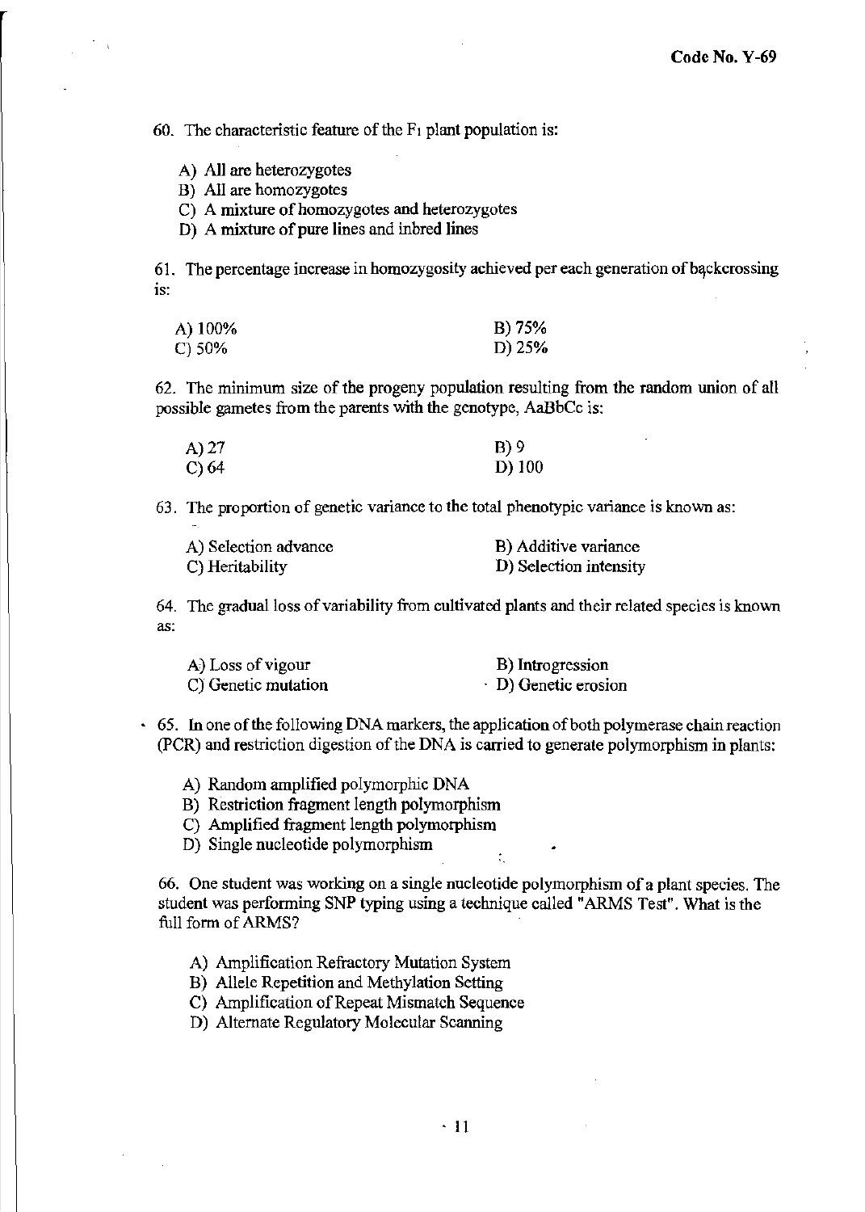60. The characteristic feature of the $F_1$ plant population is:

A) All are heterozygotes
B) All are homozygotes
C) A mixture of homozygotes and heterozygotes
D) A mixture of pure lines and inbred lines

61. The percentage increase in homozygosity achieved per each generation of backcrossing is:

A) 100%
B) 75%
C) 50%
D) 25%

62. The minimum size of the progeny population resulting from the random union of all possible gametes from the parents with the genotype, AaBbCc is:

A) 27
B) 9
C) 64
D) 100

63. The proportion of genetic variance to the total phenotypic variance is known as:

A) Selection advance
B) Additive variance
C) Heritability
D) Selection intensity

64. The gradual loss of variability from cultivated plants and their related species is known as:

A) Loss of vigour
B) Introgression
C) Genetic mutation
D) Genetic erosion

65. In one of the following DNA markers, the application of both polymerase chain reaction (PCR) and restriction digestion of the DNA is carried to generate polymorphism in plants:

A) Random amplified polymorphic DNA
B) Restriction fragment length polymorphism
C) Amplified fragment length polymorphism
D) Single nucleotide polymorphism

66. One student was working on a single nucleotide polymorphism of a plant species. The student was performing SNP typing using a technique called "ARMS Test". What is the full form of ARMS?

A) Amplification Refractory Mutation System
B) Allele Repetition and Methylation Setting
C) Amplification of Repeat Mismatch Sequence
D) Alternate Regulatory Molecular Scanning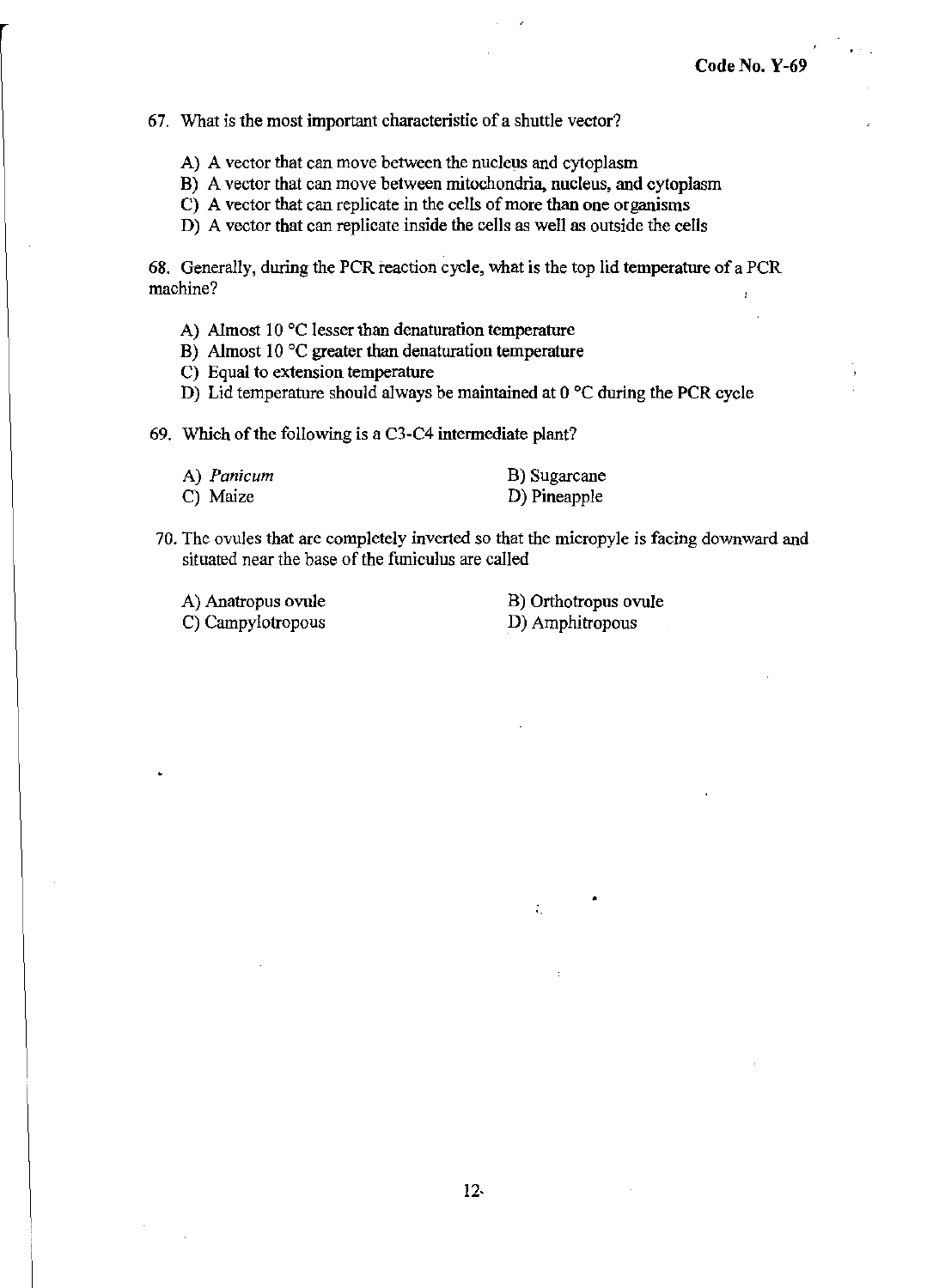67. What is the most important characteristic of a shuttle vector?

A) A vector that can move between the nucleus and cytoplasm
B) A vector that can move between mitochondria, nucleus, and cytoplasm
C) A vector that can replicate in the cells of more than one organisms
D) A vector that can replicate inside the cells as well as outside the cells

68. Generally, during the PCR reaction cycle, what is the top lid temperature of a PCR machine?

A) Almost 10 °C lesser than denaturation temperature
B) Almost 10 °C greater than denaturation temperature
C) Equal to extension temperature
D) Lid temperature should always be maintained at 0 °C during the PCR cycle

69. Which of the following is a C3-C4 intermediate plant?

A) *Panicum*
B) Sugarcane
C) Maize
D) Pineapple

70. The ovules that are completely inverted so that the micropyle is facing downward and situated near the base of the funiculus are called

A) Anatropus ovule
B) Orthotropus ovule
C) Campylotropous
D) Amphitropous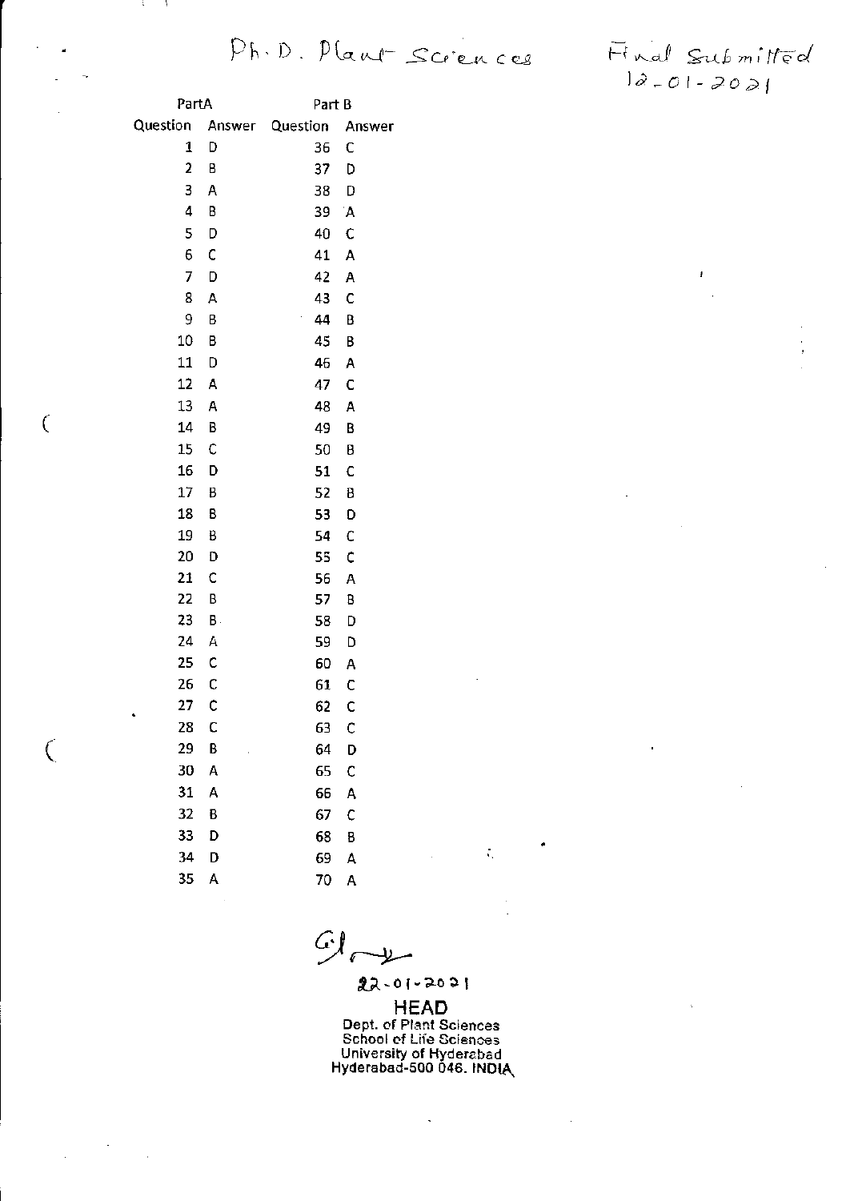Ph.D. Plant Sciences

Final Submitted
12-01-2021

| PartA | | Part B | |
|---|---|---|---|
| Question | Answer | Question | Answer |
| 1 | D | 36 | C |
| 2 | B | 37 | D |
| 3 | A | 38 | D |
| 4 | B | 39 | A |
| 5 | D | 40 | C |
| 6 | C | 41 | A |
| 7 | D | 42 | A |
| 8 | A | 43 | C |
| 9 | B | 44 | B |
| 10 | B | 45 | B |
| 11 | D | 46 | A |
| 12 | A | 47 | C |
| 13 | A | 48 | A |
| 14 | B | 49 | B |
| 15 | C | 50 | B |
| 16 | D | 51 | C |
| 17 | B | 52 | B |
| 18 | B | 53 | D |
| 19 | B | 54 | C |
| 20 | D | 55 | C |
| 21 | C | 56 | A |
| 22 | B | 57 | B |
| 23 | B | 58 | D |
| 24 | A | 59 | D |
| 25 | C | 60 | A |
| 26 | C | 61 | C |
| 27 | C | 62 | C |
| 28 | C | 63 | C |
| 29 | B | 64 | D |
| 30 | A | 65 | C |
| 31 | A | 66 | A |
| 32 | B | 67 | C |
| 33 | D | 68 | B |
| 34 | D | 69 | A |
| 35 | A | 70 | A |

22-01-2021

**HEAD**
Dept. of Plant Sciences
School of Life Sciences
University of Hyderabad
Hyderabad-500 046. INDIA